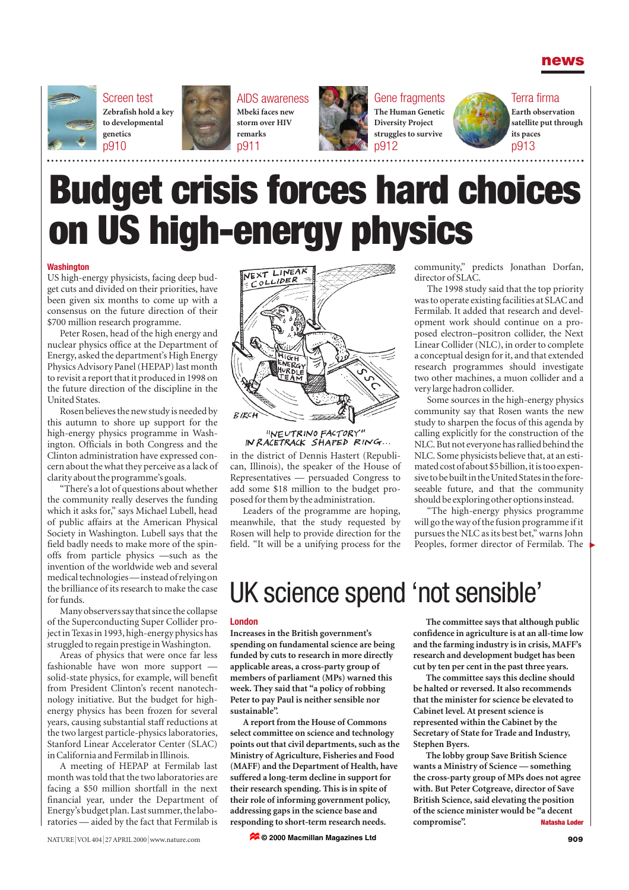news

Screen test
Zebrafish hold a key to developmental genetics
p910

AIDS awareness
Mbeki faces new storm over HIV remarks
p911

Gene fragments
The Human Genetic Diversity Project struggles to survive
p912

Terra firma
Earth observation satellite put through its paces
p913

# Budget crisis forces hard choices on US high-energy physics

**Washington**

US high-energy physicists, facing deep budget cuts and divided on their priorities, have been given six months to come up with a consensus on the future direction of their $700 million research programme.

Peter Rosen, head of the high energy and nuclear physics office at the Department of Energy, asked the department's High Energy Physics Advisory Panel (HEPAP) last month to revisit a report that it produced in 1998 on the future direction of the discipline in the United States.

Rosen believes the new study is needed by this autumn to shore up support for the high-energy physics programme in Washington. Officials in both Congress and the Clinton administration have expressed concern about the what they perceive as a lack of clarity about the programme's goals.

"There's a lot of questions about whether the community really deserves the funding which it asks for," says Michael Lubell, head of public affairs at the American Physical Society in Washington. Lubell says that the field badly needs to make more of the spin-offs from particle physics —such as the invention of the worldwide web and several medical technologies — instead of relying on the brilliance of its research to make the case for funds.

Many observers say that since the collapse of the Superconducting Super Collider project in Texas in 1993, high-energy physics has struggled to regain prestige in Washington.

Areas of physics that were once far less fashionable have won more support — solid-state physics, for example, will benefit from President Clinton's recent nanotechnology initiative. But the budget for high-energy physics has been frozen for several years, causing substantial staff reductions at the two largest particle-physics laboratories, Stanford Linear Accelerator Center (SLAC) in California and Fermilab in Illinois.

A meeting of HEPAP at Fermilab last month was told that the two laboratories are facing a $50 million shortfall in the next financial year, under the Department of Energy's budget plan. Last summer, the laboratories — aided by the fact that Fermilab is in the district of Dennis Hastert (Republican, Illinois), the speaker of the House of Representatives — persuaded Congress to add some $18 million to the budget proposed for them by the administration.

Leaders of the programme are hoping, meanwhile, that the study requested by Rosen will help to provide direction for the field. "It will be a unifying process for the community," predicts Jonathan Dorfan, director of SLAC.

The 1998 study said that the top priority was to operate existing facilities at SLAC and Fermilab. It added that research and development work should continue on a proposed electron–positron collider, the Next Linear Collider (NLC), in order to complete a conceptual design for it, and that extended research programmes should investigate two other machines, a muon collider and a very large hadron collider.

Some sources in the high-energy physics community say that Rosen wants the new study to sharpen the focus of this agenda by calling explicitly for the construction of the NLC. But not everyone has rallied behind the NLC. Some physicists believe that, at an estimated cost of about $5 billion, it is too expensive to be built in the United States in the foreseeable future, and that the community should be exploring other options instead.

"The high-energy physics programme will go the way of the fusion programme if it pursues the NLC as its best bet," warns John Peoples, former director of Fermilab. The ▸

"NEUTRINO FACTORY" IN RACETRACK SHAPED RING...

# UK science spend 'not sensible'

**London**

**Increases in the British government's spending on fundamental science are being funded by cuts to research in more directly applicable areas, a cross-party group of members of parliament (MPs) warned this week. They said that "a policy of robbing Peter to pay Paul is neither sensible nor sustainable".**

**A report from the House of Commons select committee on science and technology points out that civil departments, such as the Ministry of Agriculture, Fisheries and Food (MAFF) and the Department of Health, have suffered a long-term decline in support for their research spending. This is in spite of their role of informing government policy, addressing gaps in the science base and responding to short-term research needs.**

**The committee says that although public confidence in agriculture is at an all-time low and the farming industry is in crisis, MAFF's research and development budget has been cut by ten per cent in the past three years.**

**The committee says this decline should be halted or reversed. It also recommends that the minister for science be elevated to Cabinet level. At present science is represented within the Cabinet by the Secretary of State for Trade and Industry, Stephen Byers.**

**The lobby group Save British Science wants a Ministry of Science — something the cross-party group of MPs does not agree with. But Peter Cotgreave, director of Save British Science, said elevating the position of the science minister would be "a decent compromise".**

**Natasha Loder**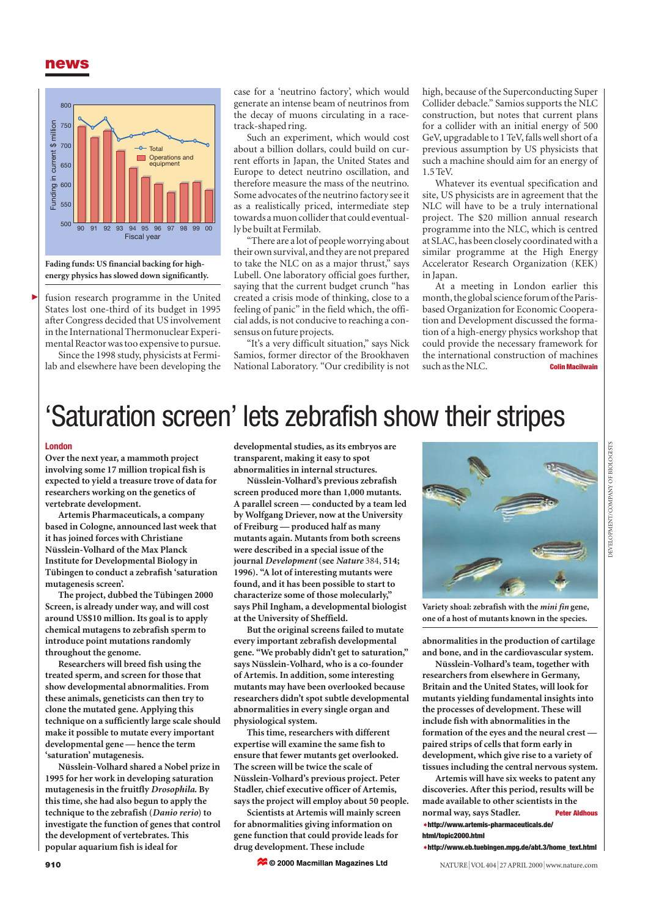news

800
750
700
650
600
550
500

Funding in current $ million

90 91 92 93 94 95 96 97 98 99 00

Fiscal year

Total

Operations and equipment

**Fading funds: US financial backing for high-energy physics has slowed down significantly.**

fusion research programme in the United States lost one-third of its budget in 1995 after Congress decided that US involvement in the International Thermonuclear Experimental Reactor was too expensive to pursue.

Since the 1998 study, physicists at Fermilab and elsewhere have been developing the case for a 'neutrino factory', which would generate an intense beam of neutrinos from the decay of muons circulating in a race-track-shaped ring.

Such an experiment, which would cost about a billion dollars, could build on current efforts in Japan, the United States and Europe to detect neutrino oscillation, and therefore measure the mass of the neutrino. Some advocates of the neutrino factory see it as a realistically priced, intermediate step towards a muon collider that could eventually be built at Fermilab.

"There are a lot of people worrying about their own survival, and they are not prepared to take the NLC on as a major thrust," says Lubell. One laboratory official goes further, saying that the current budget crunch "has created a crisis mode of thinking, close to a feeling of panic" in the field which, the official adds, is not conducive to reaching a consensus on future projects.

"It's a very difficult situation," says Nick Samios, former director of the Brookhaven National Laboratory. "Our credibility is not high, because of the Superconducting Super Collider debacle." Samios supports the NLC construction, but notes that current plans for a collider with an initial energy of 500 GeV, upgradable to 1 TeV, falls well short of a previous assumption by US physicists that such a machine should aim for an energy of 1.5 TeV.

Whatever its eventual specification and site, US physicists are in agreement that the NLC will have to be a truly international project. The $20 million annual research programme into the NLC, which is centred at SLAC, has been closely coordinated with a similar programme at the High Energy Accelerator Research Organization (KEK) in Japan.

At a meeting in London earlier this month, the global science forum of the Paris-based Organization for Economic Cooperation and Development discussed the formation of a high-energy physics workshop that could provide the necessary framework for the international construction of machines such as the NLC.

**Colin Macilwain**

# 'Saturation screen' lets zebrafish show their stripes

**London**

**Over the next year, a mammoth project involving some 17 million tropical fish is expected to yield a treasure trove of data for researchers working on the genetics of vertebrate development.**

**Artemis Pharmaceuticals, a company based in Cologne, announced last week that it has joined forces with Christiane Nüsslein-Volhard of the Max Planck Institute for Developmental Biology in Tübingen to conduct a zebrafish 'saturation mutagenesis screen'.**

**The project, dubbed the Tübingen 2000 Screen, is already under way, and will cost around US$10 million. Its goal is to apply chemical mutagens to zebrafish sperm to introduce point mutations randomly throughout the genome.**

**Researchers will breed fish using the treated sperm, and screen for those that show developmental abnormalities. From these animals, geneticists can then try to clone the mutated gene. Applying this technique on a sufficiently large scale should make it possible to mutate every important developmental gene — hence the term 'saturation' mutagenesis.**

**Nüsslein-Volhard shared a Nobel prize in 1995 for her work in developing saturation mutagenesis in the fruitfly *Drosophila*. By this time, she had also begun to apply the technique to the zebrafish (*Danio rerio*) to investigate the function of genes that control the development of vertebrates. This popular aquarium fish is ideal for developmental studies, as its embryos are transparent, making it easy to spot abnormalities in internal structures.**

**Nüsslein-Volhard's previous zebrafish screen produced more than 1,000 mutants. A parallel screen — conducted by a team led by Wolfgang Driever, now at the University of Freiburg — produced half as many mutants again. Mutants from both screens were described in a special issue of the journal *Development* (see *Nature* 384, 514; 1996). "A lot of interesting mutants were found, and it has been possible to start to characterize some of those molecularly," says Phil Ingham, a developmental biologist at the University of Sheffield.**

**But the original screens failed to mutate every important zebrafish developmental gene. "We probably didn't get to saturation," says Nüsslein-Volhard, who is a co-founder of Artemis. In addition, some interesting mutants may have been overlooked because researchers didn't spot subtle developmental abnormalities in every single organ and physiological system.**

**This time, researchers with different expertise will examine the same fish to ensure that fewer mutants get overlooked. The screen will be twice the scale of Nüsslein-Volhard's previous project. Peter Stadler, chief executive officer of Artemis, says the project will employ about 50 people.**

**Scientists at Artemis will mainly screen for abnormalities giving information on gene function that could provide leads for drug development. These include abnormalities in the production of cartilage and bone, and in the cardiovascular system.**

**Variety shoal: zebrafish with the *mini fin* gene, one of a host of mutants known in the species.**

DEVELOPMENT/COMPANY OF BIOLOGISTS

**Nüsslein-Volhard's team, together with researchers from elsewhere in Germany, Britain and the United States, will look for mutants yielding fundamental insights into the processes of development. These will include fish with abnormalities in the formation of the eyes and the neural crest — paired strips of cells that form early in development, which give rise to a variety of tissues including the central nervous system.**

**Artemis will have six weeks to patent any discoveries. After this period, results will be made available to other scientists in the normal way, says Stadler.**

**Peter Aldhous**

- http://www.artemis-pharmaceuticals.de/html/topic2000.html
- http://www.eb.tuebingen.mpg.de/abt.3/home_text.html

© 2000 Macmillan Magazines Ltd